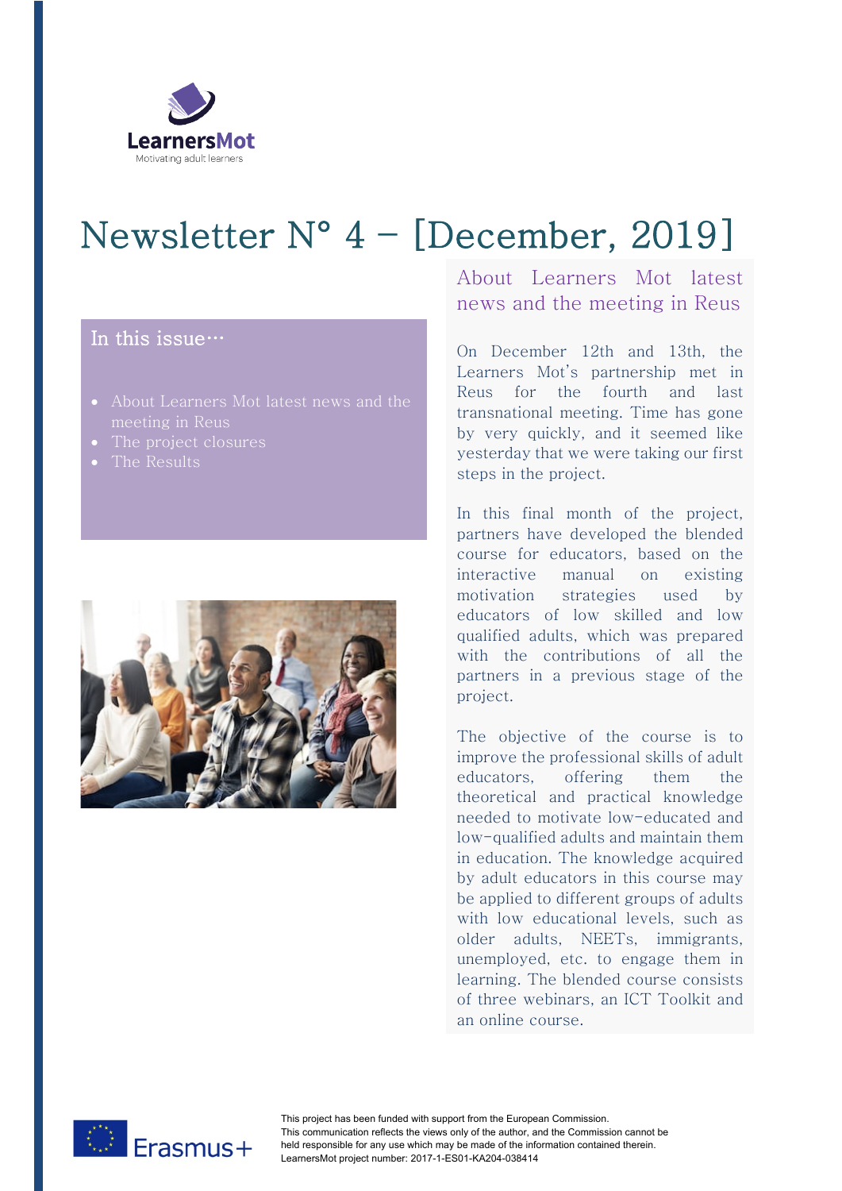LearnersMot
Motivating adult learners

# Newsletter N° 4 – [December, 2019]

## In this issue…

- About Learners Mot latest news and the meeting in Reus
- The project closures
- The Results

## About Learners Mot latest news and the meeting in Reus

On December 12th and 13th, the Learners Mot's partnership met in Reus for the fourth and last transnational meeting. Time has gone by very quickly, and it seemed like yesterday that we were taking our first steps in the project.

In this final month of the project, partners have developed the blended course for educators, based on the interactive manual on existing motivation strategies used by educators of low skilled and low qualified adults, which was prepared with the contributions of all the partners in a previous stage of the project.

The objective of the course is to improve the professional skills of adult educators, offering them the theoretical and practical knowledge needed to motivate low-educated and low-qualified adults and maintain them in education. The knowledge acquired by adult educators in this course may be applied to different groups of adults with low educational levels, such as older adults, NEETs, immigrants, unemployed, etc. to engage them in learning. The blended course consists of three webinars, an ICT Toolkit and an online course.

Erasmus+

This project has been funded with support from the European Commission.
This communication reflects the views only of the author, and the Commission cannot be held responsible for any use which may be made of the information contained therein.
LearnersMot project number: 2017-1-ES01-KA204-038414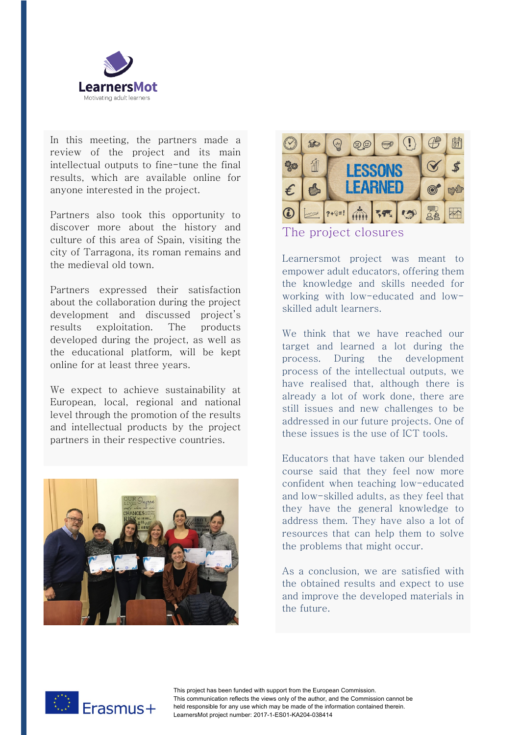LearnersMot

Motivating adult learners

In this meeting, the partners made a review of the project and its main intellectual outputs to fine-tune the final results, which are available online for anyone interested in the project.

Partners also took this opportunity to discover more about the history and culture of this area of Spain, visiting the city of Tarragona, its roman remains and the medieval old town.

Partners expressed their satisfaction about the collaboration during the project development and discussed project's results exploitation. The products developed during the project, as well as the educational platform, will be kept online for at least three years.

We expect to achieve sustainability at European, local, regional and national level through the promotion of the results and intellectual products by the project partners in their respective countries.

## The project closures

Learnersmot project was meant to empower adult educators, offering them the knowledge and skills needed for working with low-educated and low-skilled adult learners.

We think that we have reached our target and learned a lot during the process. During the development process of the intellectual outputs, we have realised that, although there is already a lot of work done, there are still issues and new challenges to be addressed in our future projects. One of these issues is the use of ICT tools.

Educators that have taken our blended course said that they feel now more confident when teaching low-educated and low-skilled adults, as they feel that they have the general knowledge to address them. They have also a lot of resources that can help them to solve the problems that might occur.

As a conclusion, we are satisfied with the obtained results and expect to use and improve the developed materials in the future.

Erasmus+

This project has been funded with support from the European Commission.
This communication reflects the views only of the author, and the Commission cannot be held responsible for any use which may be made of the information contained therein.
LearnersMot project number: 2017-1-ES01-KA204-038414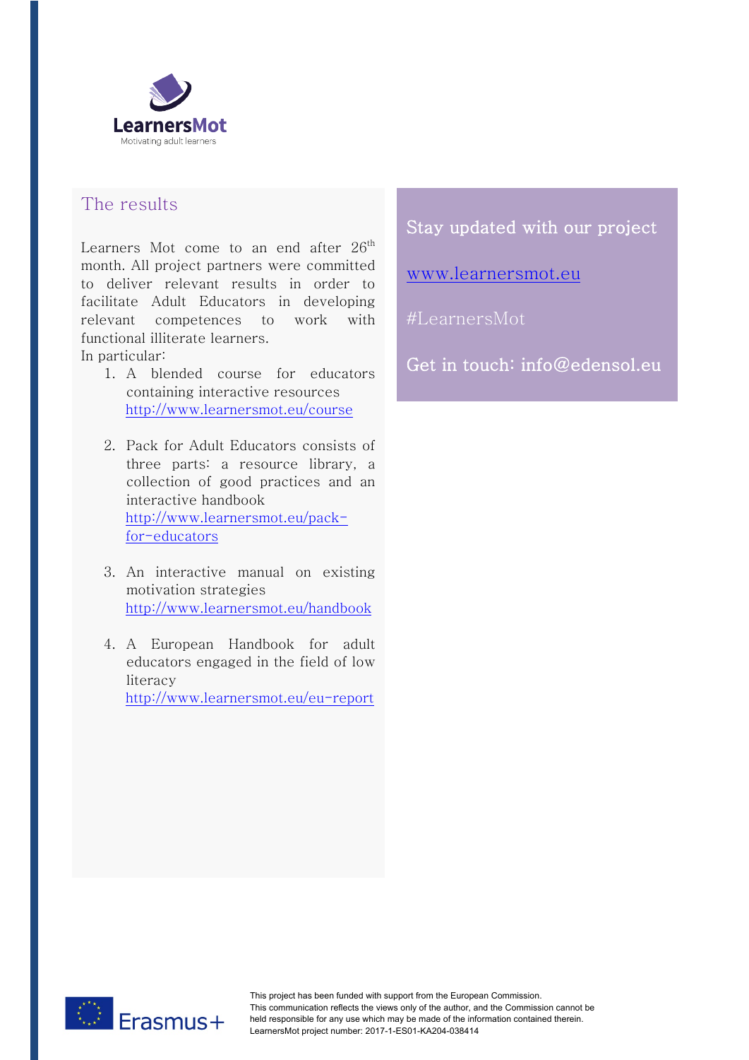LearnersMot
Motivating adult learners

## The results

Learners Mot come to an end after 26th month. All project partners were committed to deliver relevant results in order to facilitate Adult Educators in developing relevant competences to work with functional illiterate learners.
In particular:

1. A blended course for educators containing interactive resources http://www.learnersmot.eu/course

2. Pack for Adult Educators consists of three parts: a resource library, a collection of good practices and an interactive handbook http://www.learnersmot.eu/pack-for-educators

3. An interactive manual on existing motivation strategies http://www.learnersmot.eu/handbook

4. A European Handbook for adult educators engaged in the field of low literacy http://www.learnersmot.eu/eu-report

Stay updated with our project

www.learnersmot.eu

#LearnersMot

Get in touch: info@edensol.eu

Erasmus+

This project has been funded with support from the European Commission.
This communication reflects the views only of the author, and the Commission cannot be held responsible for any use which may be made of the information contained therein.
LearnersMot project number: 2017-1-ES01-KA204-038414